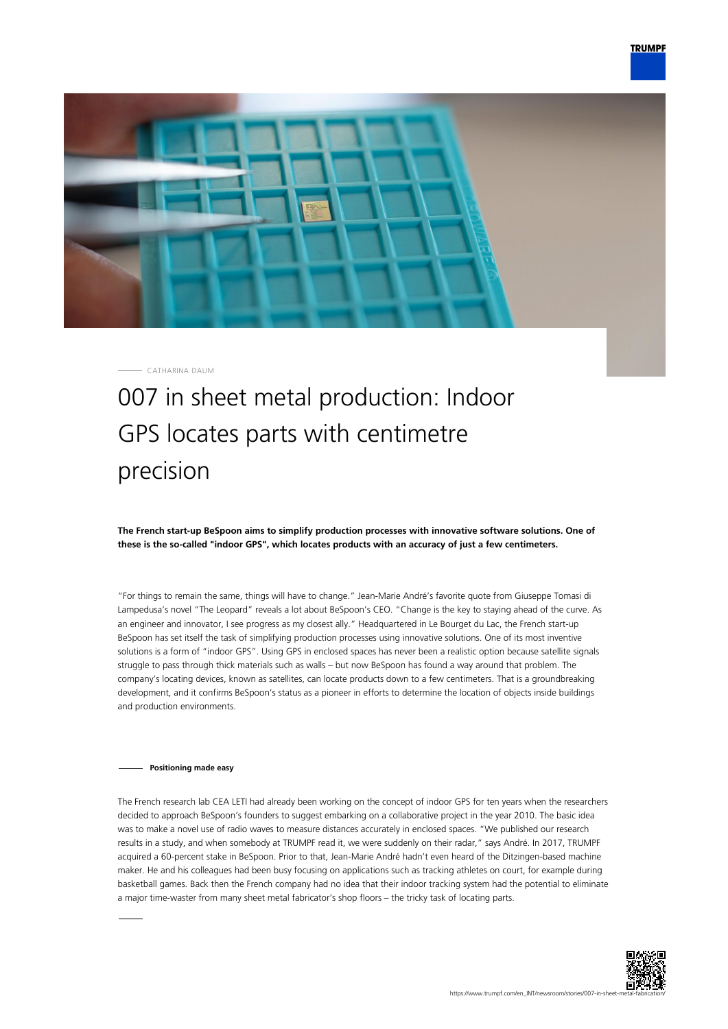CATHARINA DAUM

# 007 in sheet metal production: Indoor GPS locates parts with centimetre precision

**The French start-up BeSpoon aims to simplify production processes with innovative software solutions. One of these is the so-called "indoor GPS", which locates products with an accuracy of just a few centimeters.**

"For things to remain the same, things will have to change." Jean-Marie André's favorite quote from Giuseppe Tomasi di Lampedusa's novel "The Leopard" reveals a lot about BeSpoon's CEO. "Change is the key to staying ahead of the curve. As an engineer and innovator, I see progress as my closest ally." Headquartered in Le Bourget du Lac, the French start-up BeSpoon has set itself the task of simplifying production processes using innovative solutions. One of its most inventive solutions is a form of "indoor GPS". Using GPS in enclosed spaces has never been a realistic option because satellite signals struggle to pass through thick materials such as walls – but now BeSpoon has found a way around that problem. The company's locating devices, known as satellites, can locate products down to a few centimeters. That is a groundbreaking development, and it confirms BeSpoon's status as a pioneer in efforts to determine the location of objects inside buildings and production environments.

## Positioning made easy

The French research lab CEA LETI had already been working on the concept of indoor GPS for ten years when the researchers decided to approach BeSpoon's founders to suggest embarking on a collaborative project in the year 2010. The basic idea was to make a novel use of radio waves to measure distances accurately in enclosed spaces. "We published our research results in a study, and when somebody at TRUMPF read it, we were suddenly on their radar," says André. In 2017, TRUMPF acquired a 60-percent stake in BeSpoon. Prior to that, Jean-Marie André hadn't even heard of the Ditzingen-based machine maker. He and his colleagues had been busy focusing on applications such as tracking athletes on court, for example during basketball games. Back then the French company had no idea that their indoor tracking system had the potential to eliminate a major time-waster from many sheet metal fabricator's shop floors – the tricky task of locating parts.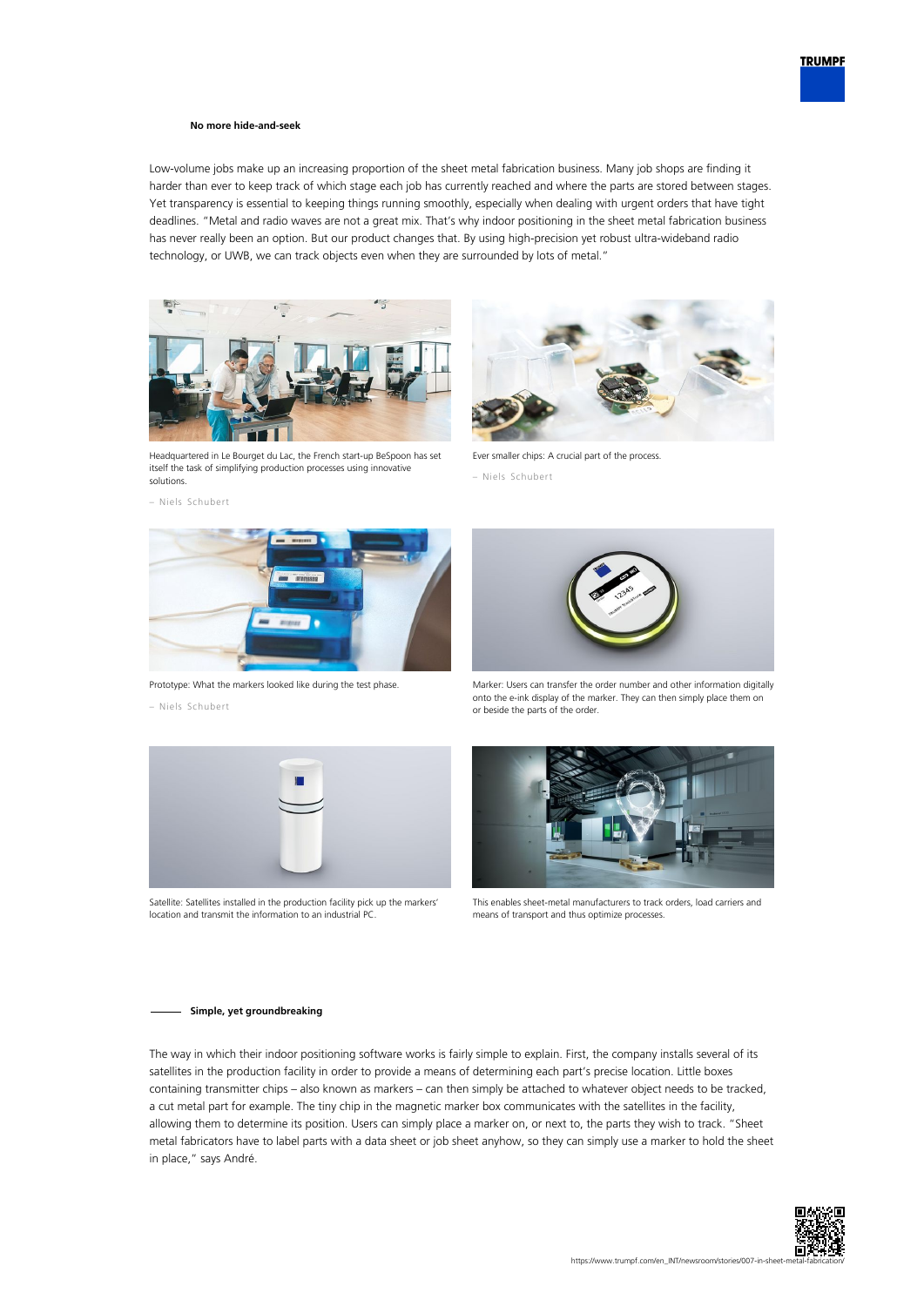### No more hide-and-seek

Low-volume jobs make up an increasing proportion of the sheet metal fabrication business. Many job shops are finding it harder than ever to keep track of which stage each job has currently reached and where the parts are stored between stages. Yet transparency is essential to keeping things running smoothly, especially when dealing with urgent orders that have tight deadlines. "Metal and radio waves are not a great mix. That's why indoor positioning in the sheet metal fabrication business has never really been an option. But our product changes that. By using high-precision yet robust ultra-wideband radio technology, or UWB, we can track objects even when they are surrounded by lots of metal."

Headquartered in Le Bourget du Lac, the French start-up BeSpoon has set itself the task of simplifying production processes using innovative solutions.

– Niels Schubert

Ever smaller chips: A crucial part of the process.

– Niels Schubert

Prototype: What the markers looked like during the test phase.

– Niels Schubert

Marker: Users can transfer the order number and other information digitally onto the e-ink display of the marker. They can then simply place them on or beside the parts of the order.

Satellite: Satellites installed in the production facility pick up the markers' location and transmit the information to an industrial PC.

This enables sheet-metal manufacturers to track orders, load carriers and means of transport and thus optimize processes.

### Simple, yet groundbreaking

The way in which their indoor positioning software works is fairly simple to explain. First, the company installs several of its satellites in the production facility in order to provide a means of determining each part's precise location. Little boxes containing transmitter chips – also known as markers – can then simply be attached to whatever object needs to be tracked, a cut metal part for example. The tiny chip in the magnetic marker box communicates with the satellites in the facility, allowing them to determine its position. Users can simply place a marker on, or next to, the parts they wish to track. "Sheet metal fabricators have to label parts with a data sheet or job sheet anyhow, so they can simply use a marker to hold the sheet in place," says André.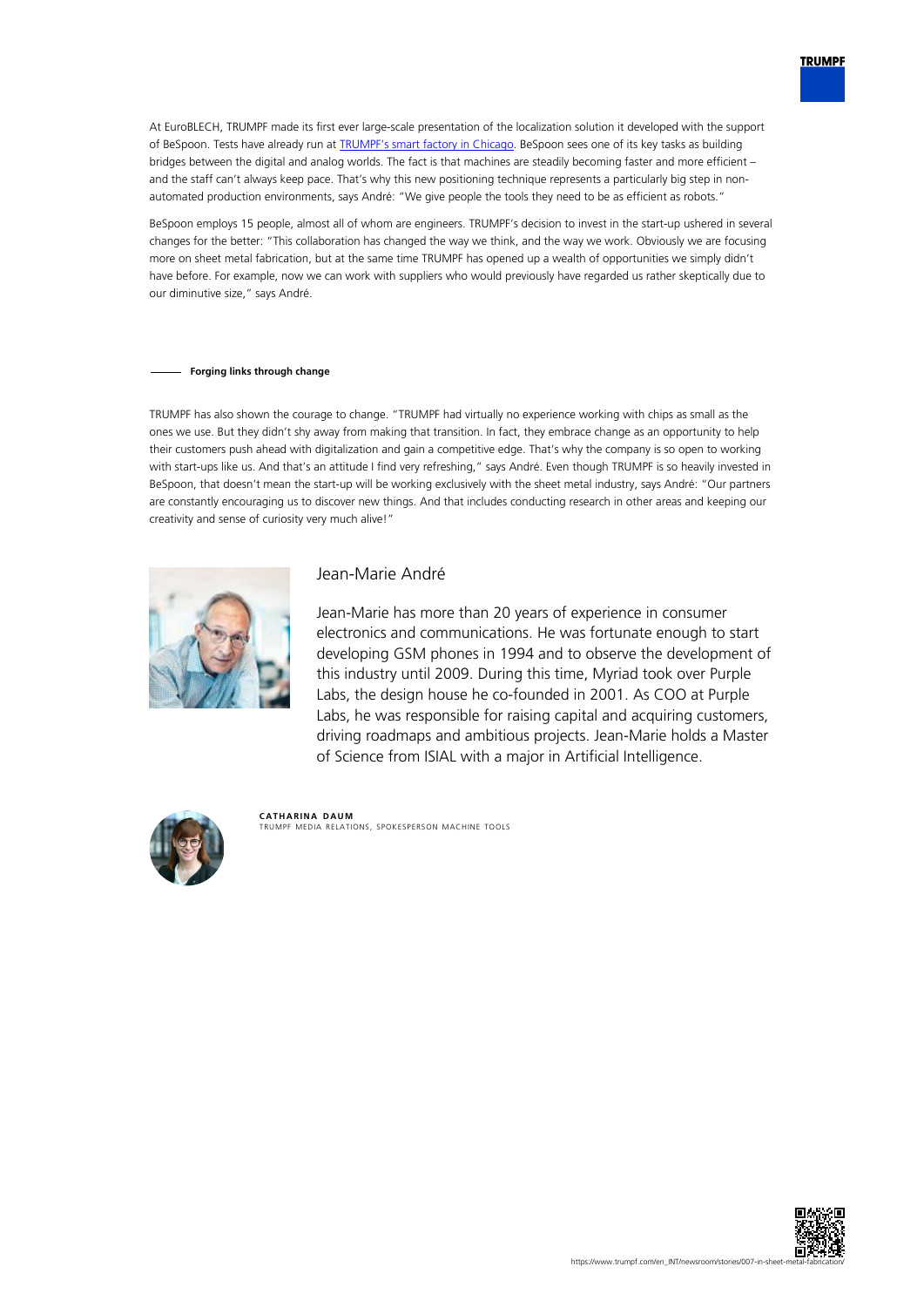At EuroBLECH, TRUMPF made its first ever large-scale presentation of the localization solution it developed with the support of BeSpoon. Tests have already run at [TRUMPF's smart factory in Chicago](). BeSpoon sees one of its key tasks as building bridges between the digital and analog worlds. The fact is that machines are steadily becoming faster and more efficient – and the staff can't always keep pace. That's why this new positioning technique represents a particularly big step in non-automated production environments, says André: "We give people the tools they need to be as efficient as robots."

BeSpoon employs 15 people, almost all of whom are engineers. TRUMPF's decision to invest in the start-up ushered in several changes for the better: "This collaboration has changed the way we think, and the way we work. Obviously we are focusing more on sheet metal fabrication, but at the same time TRUMPF has opened up a wealth of opportunities we simply didn't have before. For example, now we can work with suppliers who would previously have regarded us rather skeptically due to our diminutive size," says André.

### Forging links through change

TRUMPF has also shown the courage to change. "TRUMPF had virtually no experience working with chips as small as the ones we use. But they didn't shy away from making that transition. In fact, they embrace change as an opportunity to help their customers push ahead with digitalization and gain a competitive edge. That's why the company is so open to working with start-ups like us. And that's an attitude I find very refreshing," says André. Even though TRUMPF is so heavily invested in BeSpoon, that doesn't mean the start-up will be working exclusively with the sheet metal industry, says André: "Our partners are constantly encouraging us to discover new things. And that includes conducting research in other areas and keeping our creativity and sense of curiosity very much alive!"

## Jean-Marie André

Jean-Marie has more than 20 years of experience in consumer electronics and communications. He was fortunate enough to start developing GSM phones in 1994 and to observe the development of this industry until 2009. During this time, Myriad took over Purple Labs, the design house he co-founded in 2001. As COO at Purple Labs, he was responsible for raising capital and acquiring customers, driving roadmaps and ambitious projects. Jean-Marie holds a Master of Science from ISIAL with a major in Artificial Intelligence.

**CATHARINA DAUM**
TRUMPF MEDIA RELATIONS, SPOKESPERSON MACHINE TOOLS